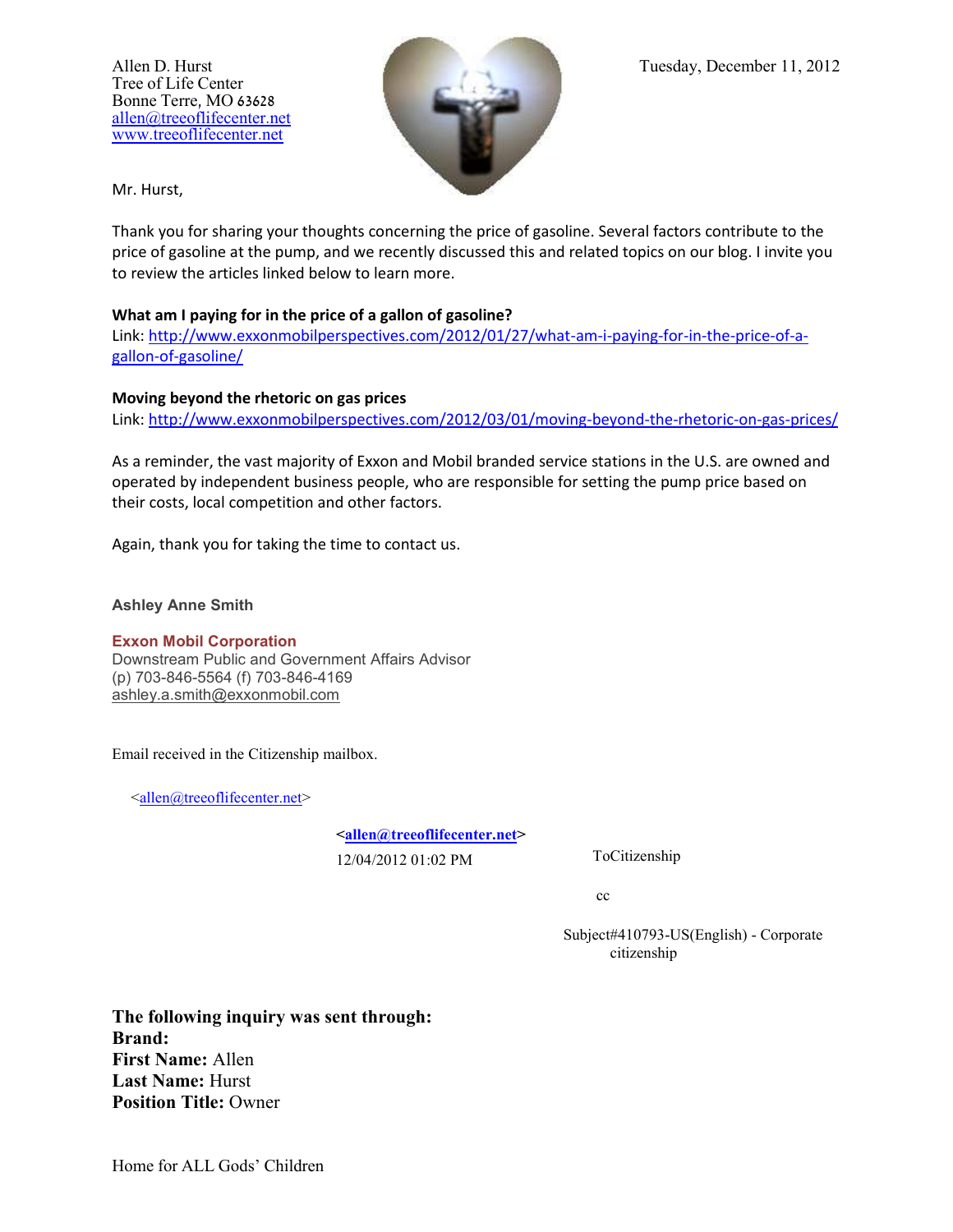Allen D. Hurst
Tree of Life Center
Bonne Terre, MO 63628
allen@treeoflifecenter.net
www.treeoflifecenter.net

Tuesday, December 11, 2012

Mr. Hurst,

Thank you for sharing your thoughts concerning the price of gasoline. Several factors contribute to the price of gasoline at the pump, and we recently discussed this and related topics on our blog. I invite you to review the articles linked below to learn more.

**What am I paying for in the price of a gallon of gasoline?**
Link: http://www.exxonmobilperspectives.com/2012/01/27/what-am-i-paying-for-in-the-price-of-a-gallon-of-gasoline/

**Moving beyond the rhetoric on gas prices**
Link: http://www.exxonmobilperspectives.com/2012/03/01/moving-beyond-the-rhetoric-on-gas-prices/

As a reminder, the vast majority of Exxon and Mobil branded service stations in the U.S. are owned and operated by independent business people, who are responsible for setting the pump price based on their costs, local competition and other factors.

Again, thank you for taking the time to contact us.

**Ashley Anne Smith**

**Exxon Mobil Corporation**
Downstream Public and Government Affairs Advisor
(p) 703-846-5564 (f) 703-846-4169
ashley.a.smith@exxonmobil.com

Email received in the Citizenship mailbox.

<allen@treeoflifecenter.net>

**<allen@treeoflifecenter.net>**
12/04/2012 01:02 PM

To Citizenship

cc

Subject #410793-US(English) - Corporate citizenship

**The following inquiry was sent through:**
**Brand:**
**First Name:** Allen
**Last Name:** Hurst
**Position Title:** Owner

Home for ALL Gods' Children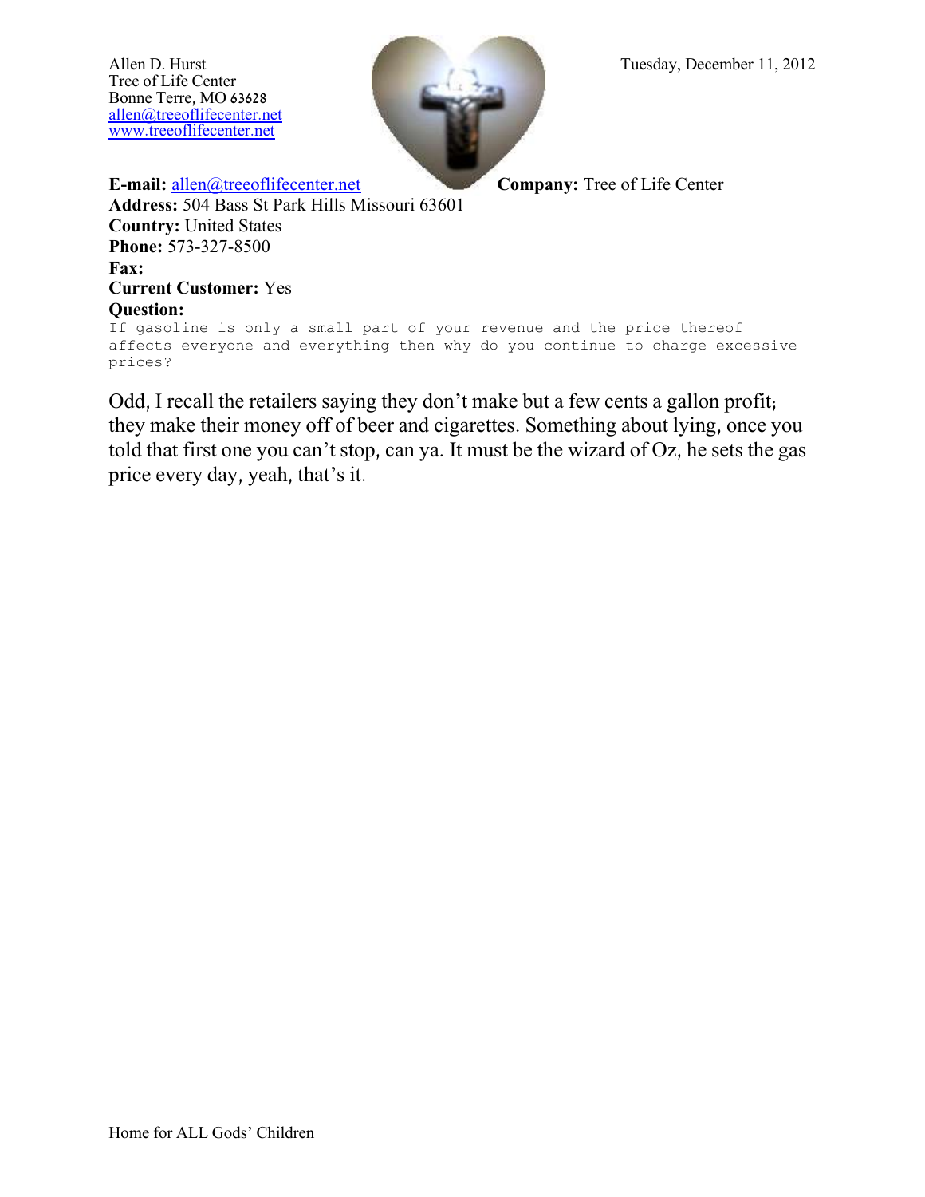Allen D. Hurst
Tree of Life Center
Bonne Terre, MO 63628
allen@treeoflifecenter.net
www.treeoflifecenter.net

Tuesday, December 11, 2012

**E-mail:** allen@treeoflifecenter.net **Company:** Tree of Life Center
**Address:** 504 Bass St Park Hills Missouri 63601
**Country:** United States
**Phone:** 573-327-8500
**Fax:**
**Current Customer:** Yes
**Question:**

```
If gasoline is only a small part of your revenue and the price thereof
affects everyone and everything then why do you continue to charge excessive
prices?
```

Odd, I recall the retailers saying they don't make but a few cents a gallon profit; they make their money off of beer and cigarettes. Something about lying, once you told that first one you can't stop, can ya. It must be the wizard of Oz, he sets the gas price every day, yeah, that's it.

Home for ALL Gods' Children